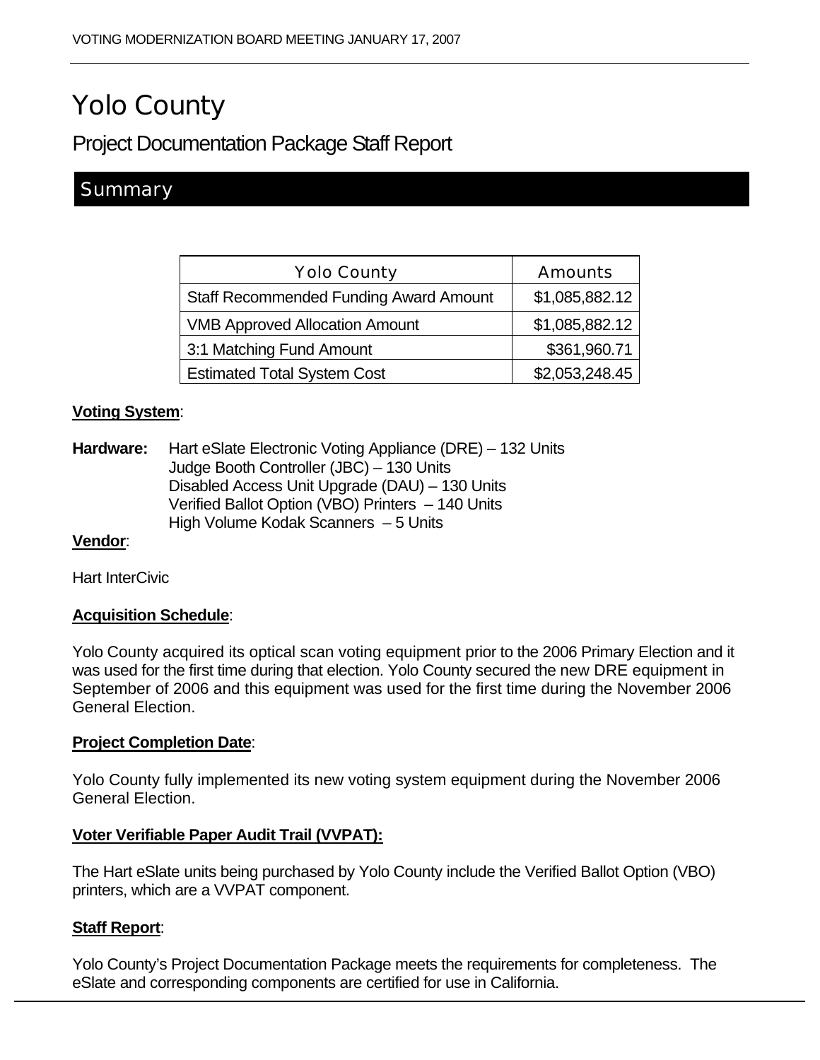# Yolo County

## Project Documentation Package Staff Report

### Summary

| Yolo County | Amounts |
|---|---|
| Staff Recommended Funding Award Amount | $1,085,882.12 |
| VMB Approved Allocation Amount | $1,085,882.12 |
| 3:1 Matching Fund Amount | $361,960.71 |
| Estimated Total System Cost | $2,053,248.45 |

**Voting System**:

**Hardware:** Hart eSlate Electronic Voting Appliance (DRE) – 132 Units
Judge Booth Controller (JBC) – 130 Units
Disabled Access Unit Upgrade (DAU) – 130 Units
Verified Ballot Option (VBO) Printers – 140 Units
High Volume Kodak Scanners – 5 Units

**Vendor**:

Hart InterCivic

**Acquisition Schedule**:

Yolo County acquired its optical scan voting equipment prior to the 2006 Primary Election and it was used for the first time during that election. Yolo County secured the new DRE equipment in September of 2006 and this equipment was used for the first time during the November 2006 General Election.

**Project Completion Date**:

Yolo County fully implemented its new voting system equipment during the November 2006 General Election.

**Voter Verifiable Paper Audit Trail (VVPAT):**

The Hart eSlate units being purchased by Yolo County include the Verified Ballot Option (VBO) printers, which are a VVPAT component.

**Staff Report**:

Yolo County's Project Documentation Package meets the requirements for completeness. The eSlate and corresponding components are certified for use in California.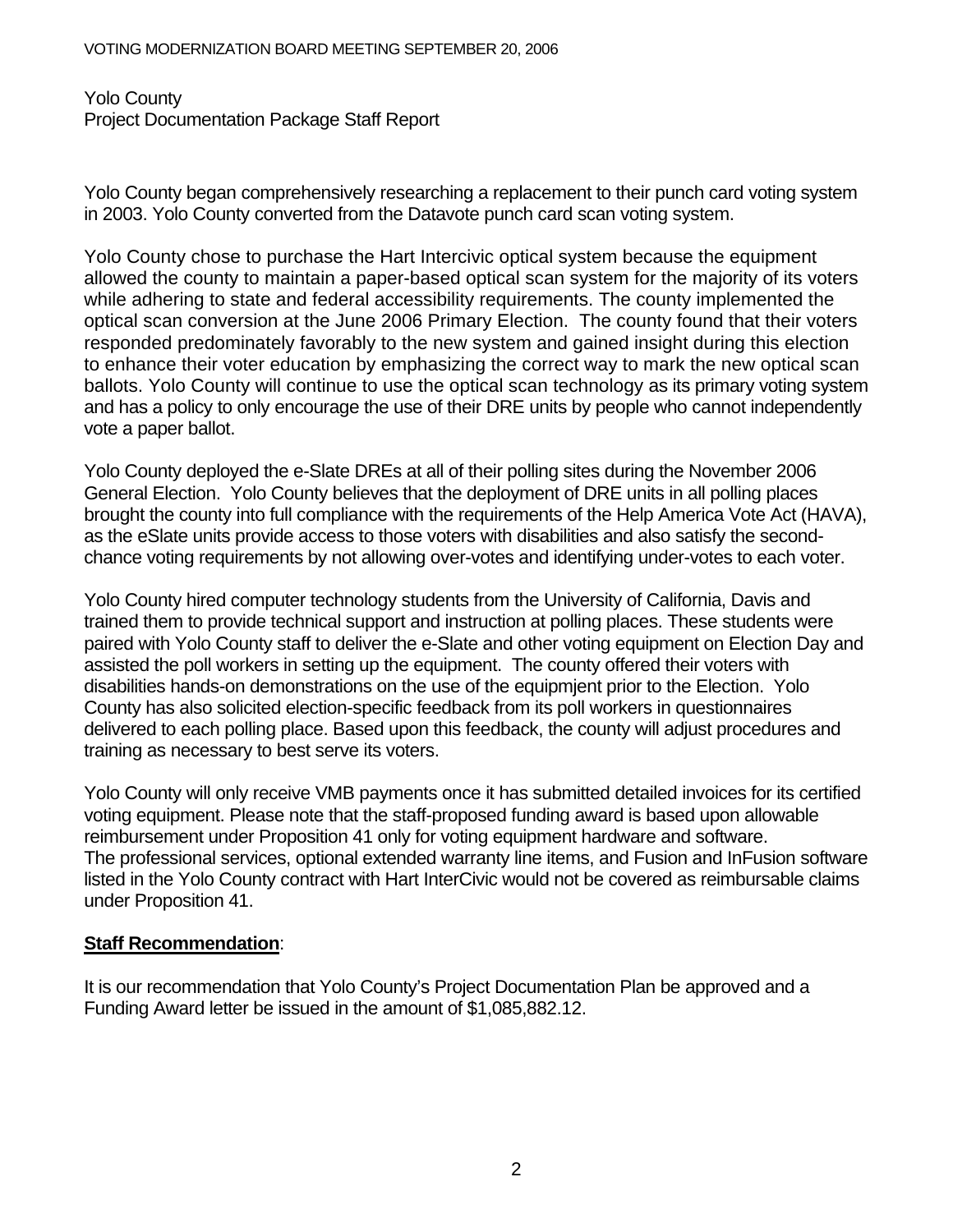Yolo County
Project Documentation Package Staff Report

Yolo County began comprehensively researching a replacement to their punch card voting system in 2003. Yolo County converted from the Datavote punch card scan voting system.

Yolo County chose to purchase the Hart Intercivic optical system because the equipment allowed the county to maintain a paper-based optical scan system for the majority of its voters while adhering to state and federal accessibility requirements. The county implemented the optical scan conversion at the June 2006 Primary Election. The county found that their voters responded predominately favorably to the new system and gained insight during this election to enhance their voter education by emphasizing the correct way to mark the new optical scan ballots. Yolo County will continue to use the optical scan technology as its primary voting system and has a policy to only encourage the use of their DRE units by people who cannot independently vote a paper ballot.

Yolo County deployed the e-Slate DREs at all of their polling sites during the November 2006 General Election. Yolo County believes that the deployment of DRE units in all polling places brought the county into full compliance with the requirements of the Help America Vote Act (HAVA), as the eSlate units provide access to those voters with disabilities and also satisfy the second-chance voting requirements by not allowing over-votes and identifying under-votes to each voter.

Yolo County hired computer technology students from the University of California, Davis and trained them to provide technical support and instruction at polling places. These students were paired with Yolo County staff to deliver the e-Slate and other voting equipment on Election Day and assisted the poll workers in setting up the equipment. The county offered their voters with disabilities hands-on demonstrations on the use of the equipmjent prior to the Election. Yolo County has also solicited election-specific feedback from its poll workers in questionnaires delivered to each polling place. Based upon this feedback, the county will adjust procedures and training as necessary to best serve its voters.

Yolo County will only receive VMB payments once it has submitted detailed invoices for its certified voting equipment. Please note that the staff-proposed funding award is based upon allowable reimbursement under Proposition 41 only for voting equipment hardware and software. The professional services, optional extended warranty line items, and Fusion and InFusion software listed in the Yolo County contract with Hart InterCivic would not be covered as reimbursable claims under Proposition 41.

**Staff Recommendation**:

It is our recommendation that Yolo County's Project Documentation Plan be approved and a Funding Award letter be issued in the amount of $1,085,882.12.